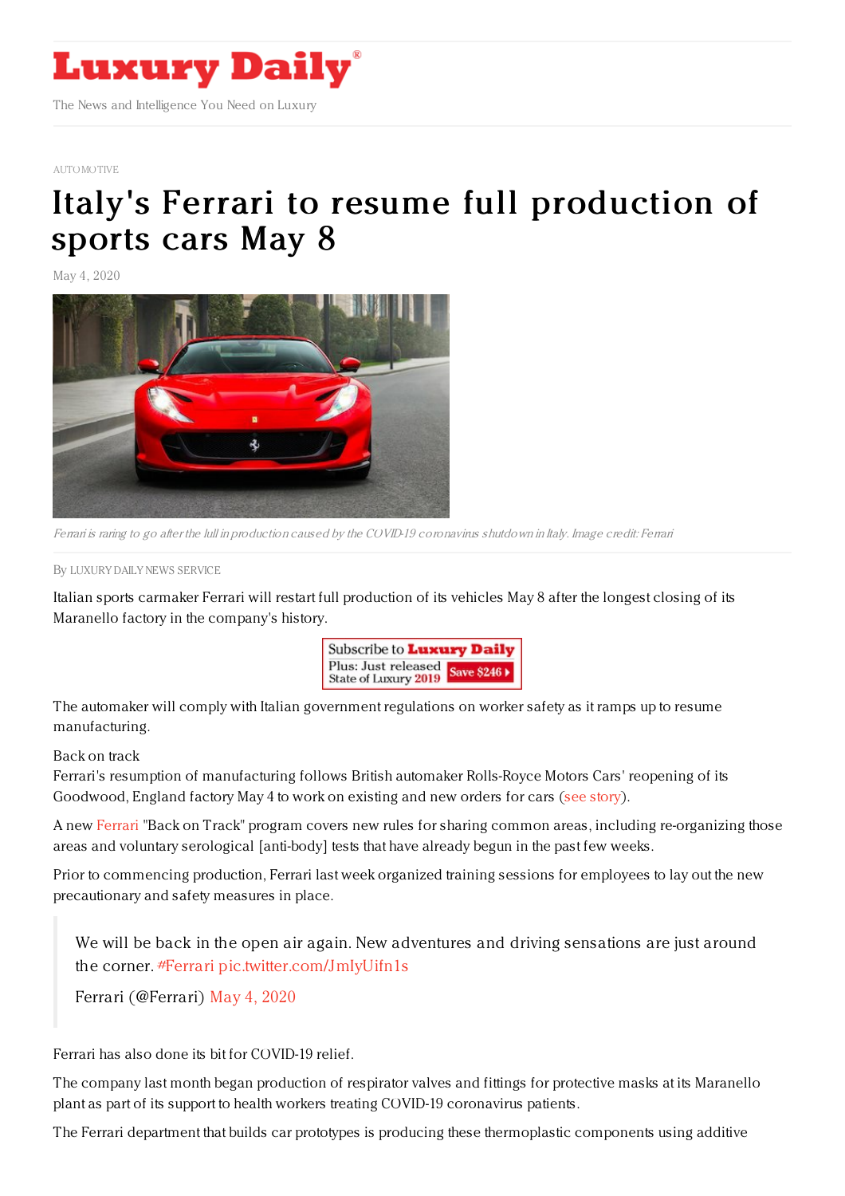# Luxury Daily

The News and Intelligence You Need on Luxury

AUTOMOTIVE

# Italy's Ferrari to resume full production of sports cars May 8

May 4, 2020

*Ferrari is raring to go after the lull in production caused by the COVID-19 coronavirus shutdown in Italy. Image credit: Ferrari*

By LUXURY DAILY NEWS SERVICE

Italian sports carmaker Ferrari will restart full production of its vehicles May 8 after the longest closing of its Maranello factory in the company's history.

The automaker will comply with Italian government regulations on worker safety as it ramps up to resume manufacturing.

Back on track

Ferrari's resumption of manufacturing follows British automaker Rolls-Royce Motors Cars' reopening of its Goodwood, England factory May 4 to work on existing and new orders for cars (see story).

A new Ferrari "Back on Track" program covers new rules for sharing common areas, including re-organizing those areas and voluntary serological [anti-body] tests that have already begun in the past few weeks.

Prior to commencing production, Ferrari last week organized training sessions for employees to lay out the new precautionary and safety measures in place.

> We will be back in the open air again. New adventures and driving sensations are just around the corner. #Ferrari pic.twitter.com/JmlyUifn1s
>
> Ferrari (@Ferrari) May 4, 2020

Ferrari has also done its bit for COVID-19 relief.

The company last month began production of respirator valves and fittings for protective masks at its Maranello plant as part of its support to health workers treating COVID-19 coronavirus patients.

The Ferrari department that builds car prototypes is producing these thermoplastic components using additive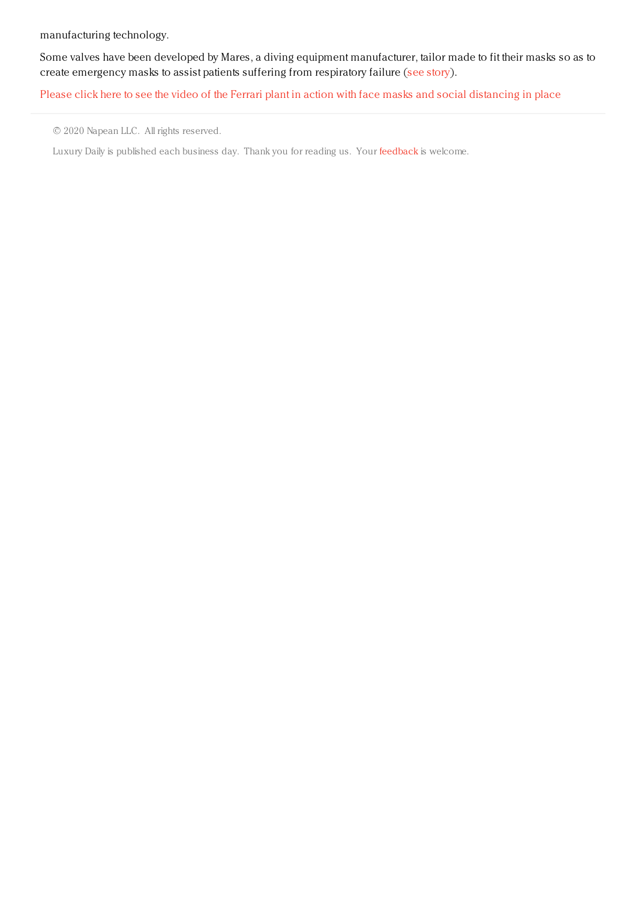manufacturing technology.

Some valves have been developed by Mares, a diving equipment manufacturer, tailor made to fit their masks so as to create emergency masks to assist patients suffering from respiratory failure (see story).

Please click here to see the video of the Ferrari plant in action with face masks and social distancing in place

© 2020 Napean LLC. All rights reserved.

Luxury Daily is published each business day. Thank you for reading us. Your feedback is welcome.